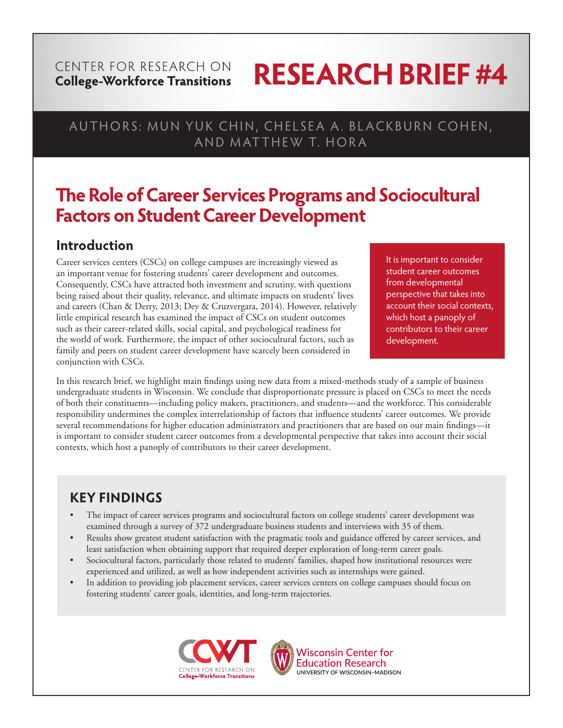CENTER FOR RESEARCH ON **College-Workforce Transitions**

# RESEARCH BRIEF #4

AUTHORS: MUN YUK CHIN, CHELSEA A. BLACKBURN COHEN, AND MATTHEW T. HORA

# The Role of Career Services Programs and Sociocultural Factors on Student Career Development

## Introduction

Career services centers (CSCs) on college campuses are increasingly viewed as an important venue for fostering students' career development and outcomes. Consequently, CSCs have attracted both investment and scrutiny, with questions being raised about their quality, relevance, and ultimate impacts on students' lives and careers (Chan & Derry, 2013; Dey & Cruzvergara, 2014). However, relatively little empirical research has examined the impact of CSCs on student outcomes such as their career-related skills, social capital, and psychological readiness for the world of work. Furthermore, the impact of other sociocultural factors, such as family and peers on student career development have scarcely been considered in conjunction with CSCs.

> It is important to consider student career outcomes from developmental perspective that takes into account their social contexts, which host a panoply of contributors to their career development.

In this research brief, we highlight main findings using new data from a mixed-methods study of a sample of business undergraduate students in Wisconsin. We conclude that disproportionate pressure is placed on CSCs to meet the needs of both their constituents—including policy makers, practitioners, and students—and the workforce. This considerable responsibility undermines the complex interrelationship of factors that influence students' career outcomes. We provide several recommendations for higher education administrators and practitioners that are based on our main findings—it is important to consider student career outcomes from a developmental perspective that takes into account their social contexts, which host a panoply of contributors to their career development.

## KEY FINDINGS

- The impact of career services programs and sociocultural factors on college students' career development was examined through a survey of 372 undergraduate business students and interviews with 35 of them.
- Results show greatest student satisfaction with the pragmatic tools and guidance offered by career services, and least satisfaction when obtaining support that required deeper exploration of long-term career goals.
- Sociocultural factors, particularly those related to students' families, shaped how institutional resources were experienced and utilized, as well as how independent activities such as internships were gained.
- In addition to providing job placement services, career services centers on college campuses should focus on fostering students' career goals, identities, and long-term trajectories.

CCWT CENTER FOR RESEARCH ON College-Workforce Transitions

Wisconsin Center for Education Research
UNIVERSITY OF WISCONSIN–MADISON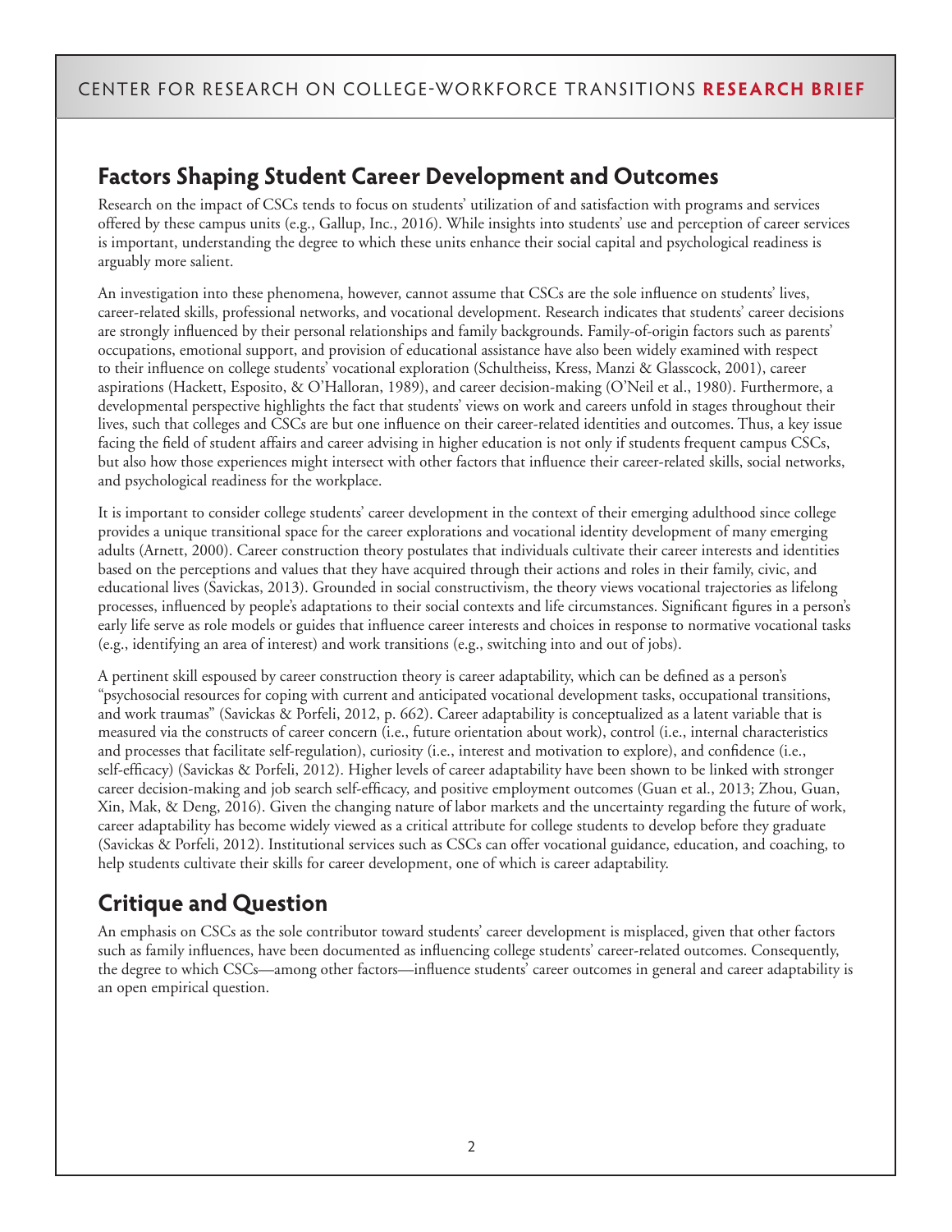## Factors Shaping Student Career Development and Outcomes

Research on the impact of CSCs tends to focus on students' utilization of and satisfaction with programs and services offered by these campus units (e.g., Gallup, Inc., 2016). While insights into students' use and perception of career services is important, understanding the degree to which these units enhance their social capital and psychological readiness is arguably more salient.

An investigation into these phenomena, however, cannot assume that CSCs are the sole influence on students' lives, career-related skills, professional networks, and vocational development. Research indicates that students' career decisions are strongly influenced by their personal relationships and family backgrounds. Family-of-origin factors such as parents' occupations, emotional support, and provision of educational assistance have also been widely examined with respect to their influence on college students' vocational exploration (Schultheiss, Kress, Manzi & Glasscock, 2001), career aspirations (Hackett, Esposito, & O'Halloran, 1989), and career decision-making (O'Neil et al., 1980). Furthermore, a developmental perspective highlights the fact that students' views on work and careers unfold in stages throughout their lives, such that colleges and CSCs are but one influence on their career-related identities and outcomes. Thus, a key issue facing the field of student affairs and career advising in higher education is not only if students frequent campus CSCs, but also how those experiences might intersect with other factors that influence their career-related skills, social networks, and psychological readiness for the workplace.

It is important to consider college students' career development in the context of their emerging adulthood since college provides a unique transitional space for the career explorations and vocational identity development of many emerging adults (Arnett, 2000). Career construction theory postulates that individuals cultivate their career interests and identities based on the perceptions and values that they have acquired through their actions and roles in their family, civic, and educational lives (Savickas, 2013). Grounded in social constructivism, the theory views vocational trajectories as lifelong processes, influenced by people's adaptations to their social contexts and life circumstances. Significant figures in a person's early life serve as role models or guides that influence career interests and choices in response to normative vocational tasks (e.g., identifying an area of interest) and work transitions (e.g., switching into and out of jobs).

A pertinent skill espoused by career construction theory is career adaptability, which can be defined as a person's "psychosocial resources for coping with current and anticipated vocational development tasks, occupational transitions, and work traumas" (Savickas & Porfeli, 2012, p. 662). Career adaptability is conceptualized as a latent variable that is measured via the constructs of career concern (i.e., future orientation about work), control (i.e., internal characteristics and processes that facilitate self-regulation), curiosity (i.e., interest and motivation to explore), and confidence (i.e., self-efficacy) (Savickas & Porfeli, 2012). Higher levels of career adaptability have been shown to be linked with stronger career decision-making and job search self-efficacy, and positive employment outcomes (Guan et al., 2013; Zhou, Guan, Xin, Mak, & Deng, 2016). Given the changing nature of labor markets and the uncertainty regarding the future of work, career adaptability has become widely viewed as a critical attribute for college students to develop before they graduate (Savickas & Porfeli, 2012). Institutional services such as CSCs can offer vocational guidance, education, and coaching, to help students cultivate their skills for career development, one of which is career adaptability.

## Critique and Question

An emphasis on CSCs as the sole contributor toward students' career development is misplaced, given that other factors such as family influences, have been documented as influencing college students' career-related outcomes. Consequently, the degree to which CSCs—among other factors—influence students' career outcomes in general and career adaptability is an open empirical question.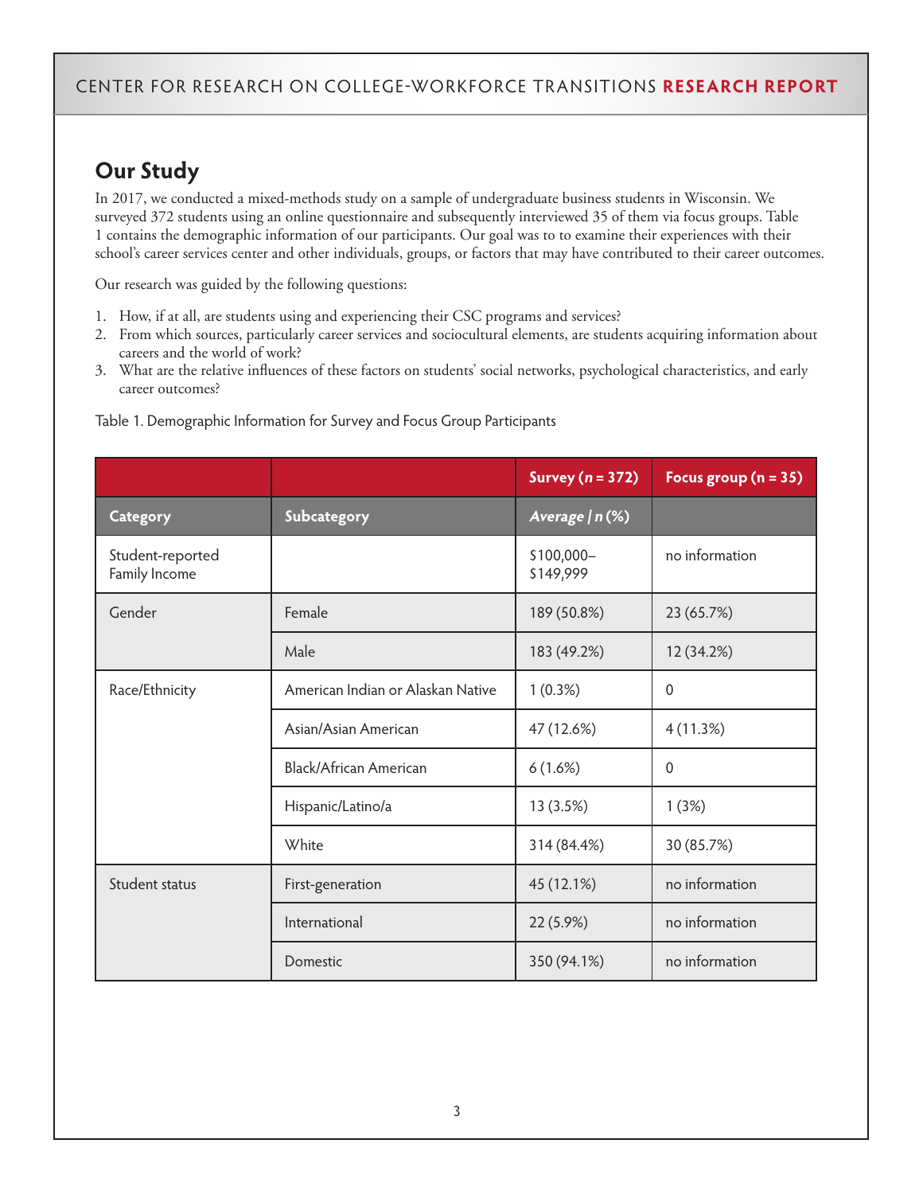## Our Study

In 2017, we conducted a mixed-methods study on a sample of undergraduate business students in Wisconsin. We surveyed 372 students using an online questionnaire and subsequently interviewed 35 of them via focus groups. Table 1 contains the demographic information of our participants. Our goal was to to examine their experiences with their school's career services center and other individuals, groups, or factors that may have contributed to their career outcomes.

Our research was guided by the following questions:

1. How, if at all, are students using and experiencing their CSC programs and services?
2. From which sources, particularly career services and sociocultural elements, are students acquiring information about careers and the world of work?
3. What are the relative influences of these factors on students' social networks, psychological characteristics, and early career outcomes?

Table 1. Demographic Information for Survey and Focus Group Participants

| | | **Survey (*n* = 372)** | **Focus group (n = 35)** |
|---|---|---|---|
| **Category** | **Subcategory** | ***Average \| n* (%)** | |
| Student-reported Family Income | | $100,000–$149,999 | no information |
| Gender | Female | 189 (50.8%) | 23 (65.7%) |
| | Male | 183 (49.2%) | 12 (34.2%) |
| Race/Ethnicity | American Indian or Alaskan Native | 1 (0.3%) | 0 |
| | Asian/Asian American | 47 (12.6%) | 4 (11.3%) |
| | Black/African American | 6 (1.6%) | 0 |
| | Hispanic/Latino/a | 13 (3.5%) | 1 (3%) |
| | White | 314 (84.4%) | 30 (85.7%) |
| Student status | First-generation | 45 (12.1%) | no information |
| | International | 22 (5.9%) | no information |
| | Domestic | 350 (94.1%) | no information |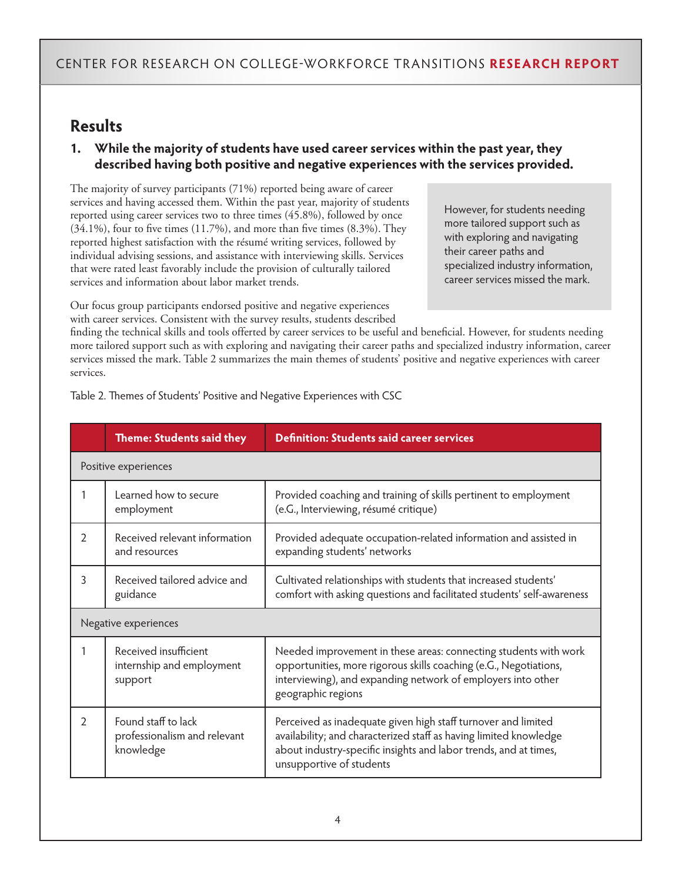## Results

### 1. While the majority of students have used career services within the past year, they described having both positive and negative experiences with the services provided.

The majority of survey participants (71%) reported being aware of career services and having accessed them. Within the past year, majority of students reported using career services two to three times (45.8%), followed by once (34.1%), four to five times (11.7%), and more than five times (8.3%). They reported highest satisfaction with the résumé writing services, followed by individual advising sessions, and assistance with interviewing skills. Services that were rated least favorably include the provision of culturally tailored services and information about labor market trends.

> However, for students needing more tailored support such as with exploring and navigating their career paths and specialized industry information, career services missed the mark.

Our focus group participants endorsed positive and negative experiences with career services. Consistent with the survey results, students described finding the technical skills and tools offerted by career services to be useful and beneficial. However, for students needing more tailored support such as with exploring and navigating their career paths and specialized industry information, career services missed the mark. Table 2 summarizes the main themes of students' positive and negative experiences with career services.

Table 2. Themes of Students' Positive and Negative Experiences with CSC

| | Theme: Students said they | Definition: Students said career services |
|---|---|---|
| Positive experiences | | |
| 1 | Learned how to secure employment | Provided coaching and training of skills pertinent to employment (e.G., Interviewing, résumé critique) |
| 2 | Received relevant information and resources | Provided adequate occupation-related information and assisted in expanding students' networks |
| 3 | Received tailored advice and guidance | Cultivated relationships with students that increased students' comfort with asking questions and facilitated students' self-awareness |
| Negative experiences | | |
| 1 | Received insufficient internship and employment support | Needed improvement in these areas: connecting students with work opportunities, more rigorous skills coaching (e.G., Negotiations, interviewing), and expanding network of employers into other geographic regions |
| 2 | Found staff to lack professionalism and relevant knowledge | Perceived as inadequate given high staff turnover and limited availability; and characterized staff as having limited knowledge about industry-specific insights and labor trends, and at times, unsupportive of students |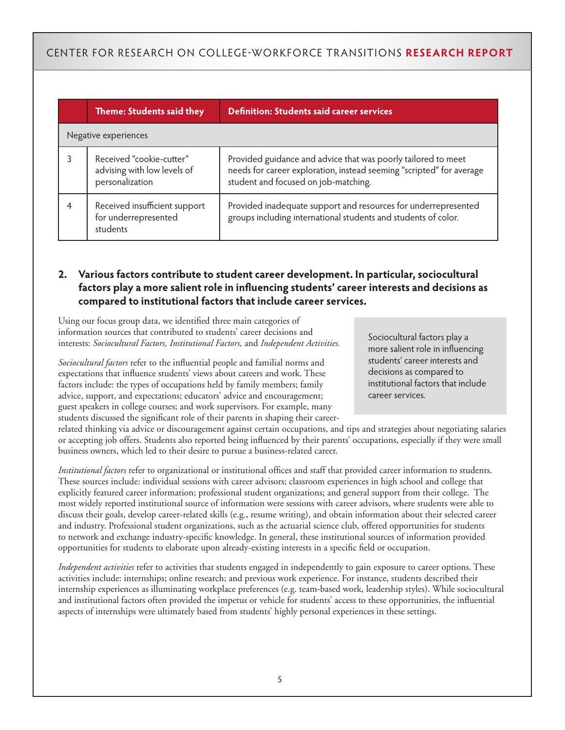| | Theme: Students said they | Definition: Students said career services |
|---|---|---|
| Negative experiences | | |
| 3 | Received "cookie-cutter" advising with low levels of personalization | Provided guidance and advice that was poorly tailored to meet needs for career exploration, instead seeming "scripted" for average student and focused on job-matching. |
| 4 | Received insufficient support for underrepresented students | Provided inadequate support and resources for underrepresented groups including international students and students of color. |

## 2. Various factors contribute to student career development. In particular, sociocultural factors play a more salient role in influencing students' career interests and decisions as compared to institutional factors that include career services.

Using our focus group data, we identified three main categories of information sources that contributed to students' career decisions and interests: *Sociocultural Factors, Institutional Factors,* and *Independent Activities.*

> Sociocultural factors play a more salient role in influencing students' career interests and decisions as compared to institutional factors that include career services.

*Sociocultural factors* refer to the influential people and familial norms and expectations that influence students' views about careers and work. These factors include: the types of occupations held by family members; family advice, support, and expectations; educators' advice and encouragement; guest speakers in college courses; and work supervisors. For example, many students discussed the significant role of their parents in shaping their career-related thinking via advice or discouragement against certain occupations, and tips and strategies about negotiating salaries or accepting job offers. Students also reported being influenced by their parents' occupations, especially if they were small business owners, which led to their desire to pursue a business-related career.

*Institutional factors* refer to organizational or institutional offices and staff that provided career information to students. These sources include: individual sessions with career advisors; classroom experiences in high school and college that explicitly featured career information; professional student organizations; and general support from their college. The most widely reported institutional source of information were sessions with career advisors, where students were able to discuss their goals, develop career-related skills (e.g., resume writing), and obtain information about their selected career and industry. Professional student organizations, such as the actuarial science club, offered opportunities for students to network and exchange industry-specific knowledge. In general, these institutional sources of information provided opportunities for students to elaborate upon already-existing interests in a specific field or occupation.

*Independent activities* refer to activities that students engaged in independently to gain exposure to career options. These activities include: internships; online research; and previous work experience. For instance, students described their internship experiences as illuminating workplace preferences (e.g. team-based work, leadership styles). While sociocultural and institutional factors often provided the impetus or vehicle for students' access to these opportunities, the influential aspects of internships were ultimately based from students' highly personal experiences in these settings.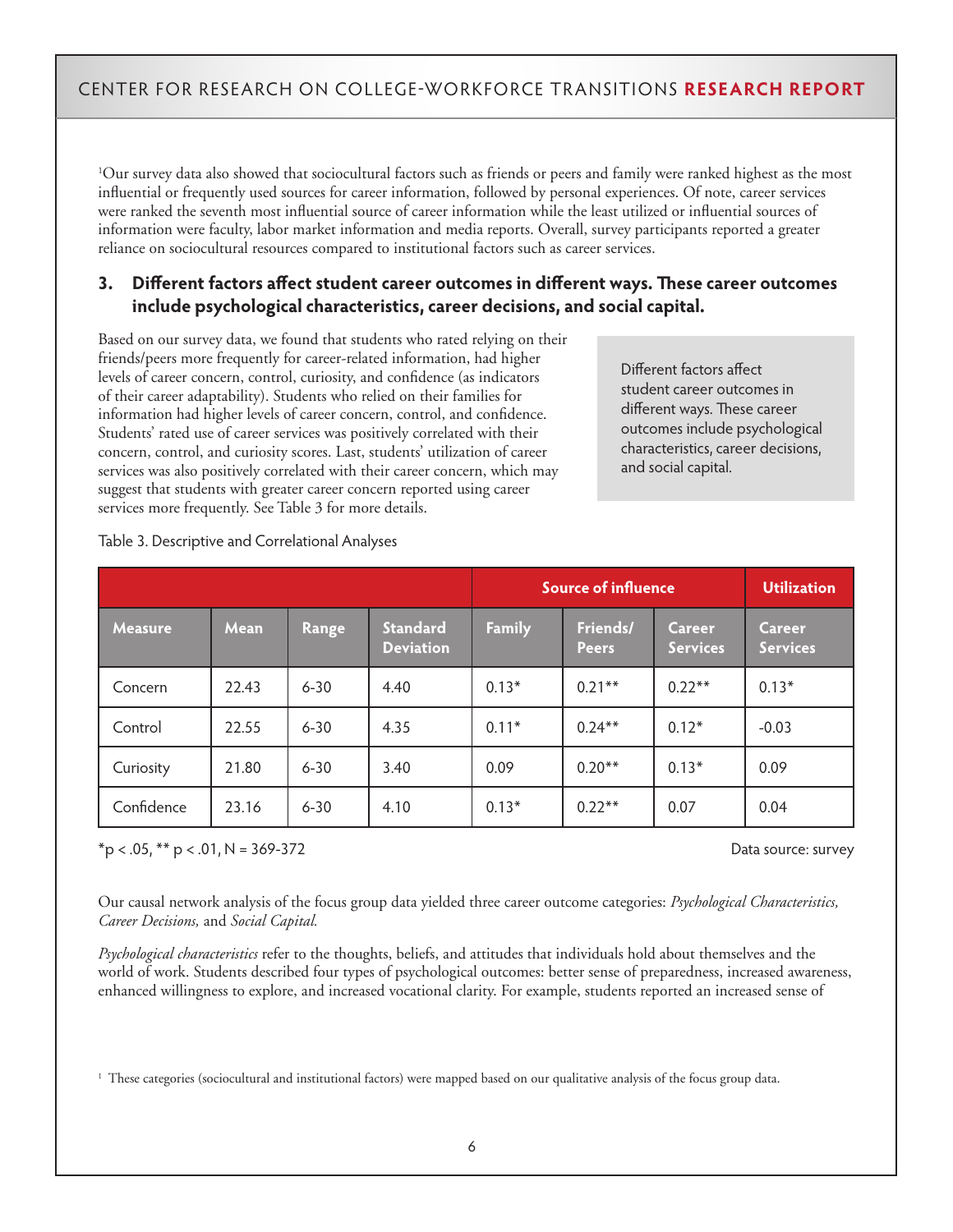[1]Our survey data also showed that sociocultural factors such as friends or peers and family were ranked highest as the most influential or frequently used sources for career information, followed by personal experiences. Of note, career services were ranked the seventh most influential source of career information while the least utilized or influential sources of information were faculty, labor market information and media reports. Overall, survey participants reported a greater reliance on sociocultural resources compared to institutional factors such as career services.

### 3. Different factors affect student career outcomes in different ways. These career outcomes include psychological characteristics, career decisions, and social capital.

Based on our survey data, we found that students who rated relying on their friends/peers more frequently for career-related information, had higher levels of career concern, control, curiosity, and confidence (as indicators of their career adaptability). Students who relied on their families for information had higher levels of career concern, control, and confidence. Students' rated use of career services was positively correlated with their concern, control, and curiosity scores. Last, students' utilization of career services was also positively correlated with their career concern, which may suggest that students with greater career concern reported using career services more frequently. See Table 3 for more details.

> Different factors affect student career outcomes in different ways. These career outcomes include psychological characteristics, career decisions, and social capital.

Table 3. Descriptive and Correlational Analyses

| | | | | Source of influence | | | Utilization |
|---|---|---|---|---|---|---|---|
| Measure | Mean | Range | Standard Deviation | Family | Friends/ Peers | Career Services | Career Services |
| Concern | 22.43 | 6-30 | 4.40 | 0.13* | 0.21** | 0.22** | 0.13* |
| Control | 22.55 | 6-30 | 4.35 | 0.11* | 0.24** | 0.12* | -0.03 |
| Curiosity | 21.80 | 6-30 | 3.40 | 0.09 | 0.20** | 0.13* | 0.09 |
| Confidence | 23.16 | 6-30 | 4.10 | 0.13* | 0.22** | 0.07 | 0.04 |

*$p < .05$, ** $p < .01$, N = 369-372

Data source: survey

Our causal network analysis of the focus group data yielded three career outcome categories: *Psychological Characteristics, Career Decisions,* and *Social Capital.*

*Psychological characteristics* refer to the thoughts, beliefs, and attitudes that individuals hold about themselves and the world of work. Students described four types of psychological outcomes: better sense of preparedness, increased awareness, enhanced willingness to explore, and increased vocational clarity. For example, students reported an increased sense of

[1] These categories (sociocultural and institutional factors) were mapped based on our qualitative analysis of the focus group data.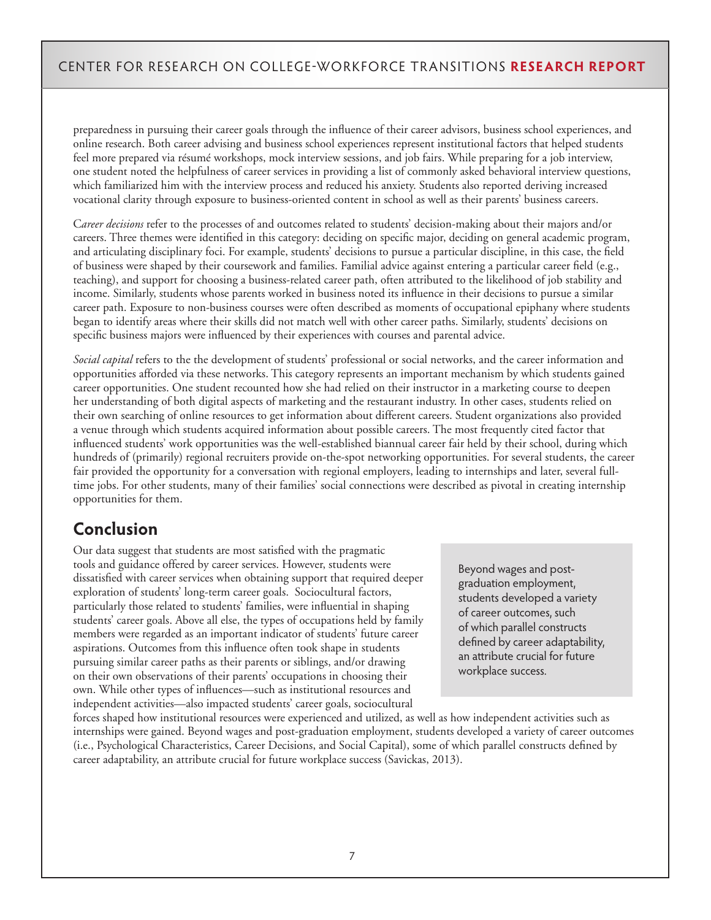preparedness in pursuing their career goals through the influence of their career advisors, business school experiences, and online research. Both career advising and business school experiences represent institutional factors that helped students feel more prepared via résumé workshops, mock interview sessions, and job fairs. While preparing for a job interview, one student noted the helpfulness of career services in providing a list of commonly asked behavioral interview questions, which familiarized him with the interview process and reduced his anxiety. Students also reported deriving increased vocational clarity through exposure to business-oriented content in school as well as their parents' business careers.

C*areer decisions* refer to the processes of and outcomes related to students' decision-making about their majors and/or careers. Three themes were identified in this category: deciding on specific major, deciding on general academic program, and articulating disciplinary foci. For example, students' decisions to pursue a particular discipline, in this case, the field of business were shaped by their coursework and families. Familial advice against entering a particular career field (e.g., teaching), and support for choosing a business-related career path, often attributed to the likelihood of job stability and income. Similarly, students whose parents worked in business noted its influence in their decisions to pursue a similar career path. Exposure to non-business courses were often described as moments of occupational epiphany where students began to identify areas where their skills did not match well with other career paths. Similarly, students' decisions on specific business majors were influenced by their experiences with courses and parental advice.

*Social capital* refers to the the development of students' professional or social networks, and the career information and opportunities afforded via these networks. This category represents an important mechanism by which students gained career opportunities. One student recounted how she had relied on their instructor in a marketing course to deepen her understanding of both digital aspects of marketing and the restaurant industry. In other cases, students relied on their own searching of online resources to get information about different careers. Student organizations also provided a venue through which students acquired information about possible careers. The most frequently cited factor that influenced students' work opportunities was the well-established biannual career fair held by their school, during which hundreds of (primarily) regional recruiters provide on-the-spot networking opportunities. For several students, the career fair provided the opportunity for a conversation with regional employers, leading to internships and later, several full-time jobs. For other students, many of their families' social connections were described as pivotal in creating internship opportunities for them.

## Conclusion

Our data suggest that students are most satisfied with the pragmatic tools and guidance offered by career services. However, students were dissatisfied with career services when obtaining support that required deeper exploration of students' long-term career goals. Sociocultural factors, particularly those related to students' families, were influential in shaping students' career goals. Above all else, the types of occupations held by family members were regarded as an important indicator of students' future career aspirations. Outcomes from this influence often took shape in students pursuing similar career paths as their parents or siblings, and/or drawing on their own observations of their parents' occupations in choosing their own. While other types of influences—such as institutional resources and independent activities—also impacted students' career goals, sociocultural forces shaped how institutional resources were experienced and utilized, as well as how independent activities such as internships were gained. Beyond wages and post-graduation employment, students developed a variety of career outcomes (i.e., Psychological Characteristics, Career Decisions, and Social Capital), some of which parallel constructs defined by career adaptability, an attribute crucial for future workplace success (Savickas, 2013).

> Beyond wages and post-graduation employment, students developed a variety of career outcomes, such of which parallel constructs defined by career adaptability, an attribute crucial for future workplace success.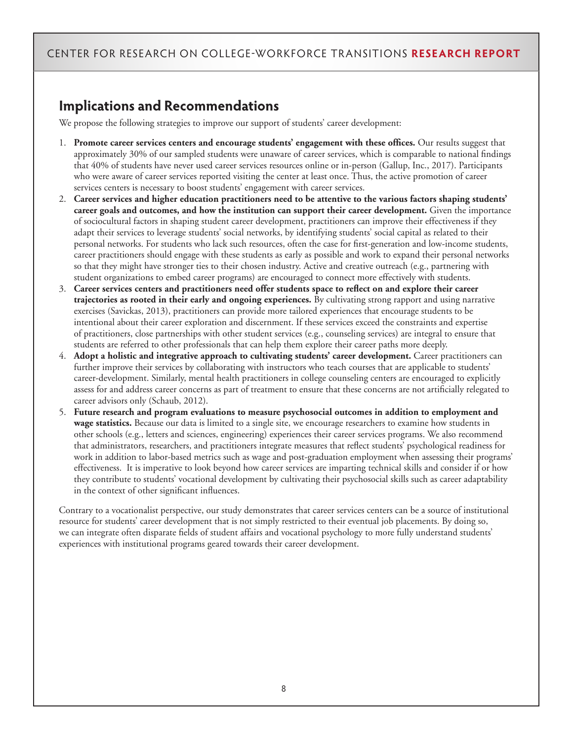## Implications and Recommendations

We propose the following strategies to improve our support of students' career development:

1. **Promote career services centers and encourage students' engagement with these offices.** Our results suggest that approximately 30% of our sampled students were unaware of career services, which is comparable to national findings that 40% of students have never used career services resources online or in-person (Gallup, Inc., 2017). Participants who were aware of career services reported visiting the center at least once. Thus, the active promotion of career services centers is necessary to boost students' engagement with career services.
2. **Career services and higher education practitioners need to be attentive to the various factors shaping students' career goals and outcomes, and how the institution can support their career development.** Given the importance of sociocultural factors in shaping student career development, practitioners can improve their effectiveness if they adapt their services to leverage students' social networks, by identifying students' social capital as related to their personal networks. For students who lack such resources, often the case for first-generation and low-income students, career practitioners should engage with these students as early as possible and work to expand their personal networks so that they might have stronger ties to their chosen industry. Active and creative outreach (e.g., partnering with student organizations to embed career programs) are encouraged to connect more effectively with students.
3. **Career services centers and practitioners need offer students space to reflect on and explore their career trajectories as rooted in their early and ongoing experiences.** By cultivating strong rapport and using narrative exercises (Savickas, 2013), practitioners can provide more tailored experiences that encourage students to be intentional about their career exploration and discernment. If these services exceed the constraints and expertise of practitioners, close partnerships with other student services (e.g., counseling services) are integral to ensure that students are referred to other professionals that can help them explore their career paths more deeply.
4. **Adopt a holistic and integrative approach to cultivating students' career development.** Career practitioners can further improve their services by collaborating with instructors who teach courses that are applicable to students' career-development. Similarly, mental health practitioners in college counseling centers are encouraged to explicitly assess for and address career concerns as part of treatment to ensure that these concerns are not artificially relegated to career advisors only (Schaub, 2012).
5. **Future research and program evaluations to measure psychosocial outcomes in addition to employment and wage statistics.** Because our data is limited to a single site, we encourage researchers to examine how students in other schools (e.g., letters and sciences, engineering) experiences their career services programs. We also recommend that administrators, researchers, and practitioners integrate measures that reflect students' psychological readiness for work in addition to labor-based metrics such as wage and post-graduation employment when assessing their programs' effectiveness. It is imperative to look beyond how career services are imparting technical skills and consider if or how they contribute to students' vocational development by cultivating their psychosocial skills such as career adaptability in the context of other significant influences.

Contrary to a vocationalist perspective, our study demonstrates that career services centers can be a source of institutional resource for students' career development that is not simply restricted to their eventual job placements. By doing so, we can integrate often disparate fields of student affairs and vocational psychology to more fully understand students' experiences with institutional programs geared towards their career development.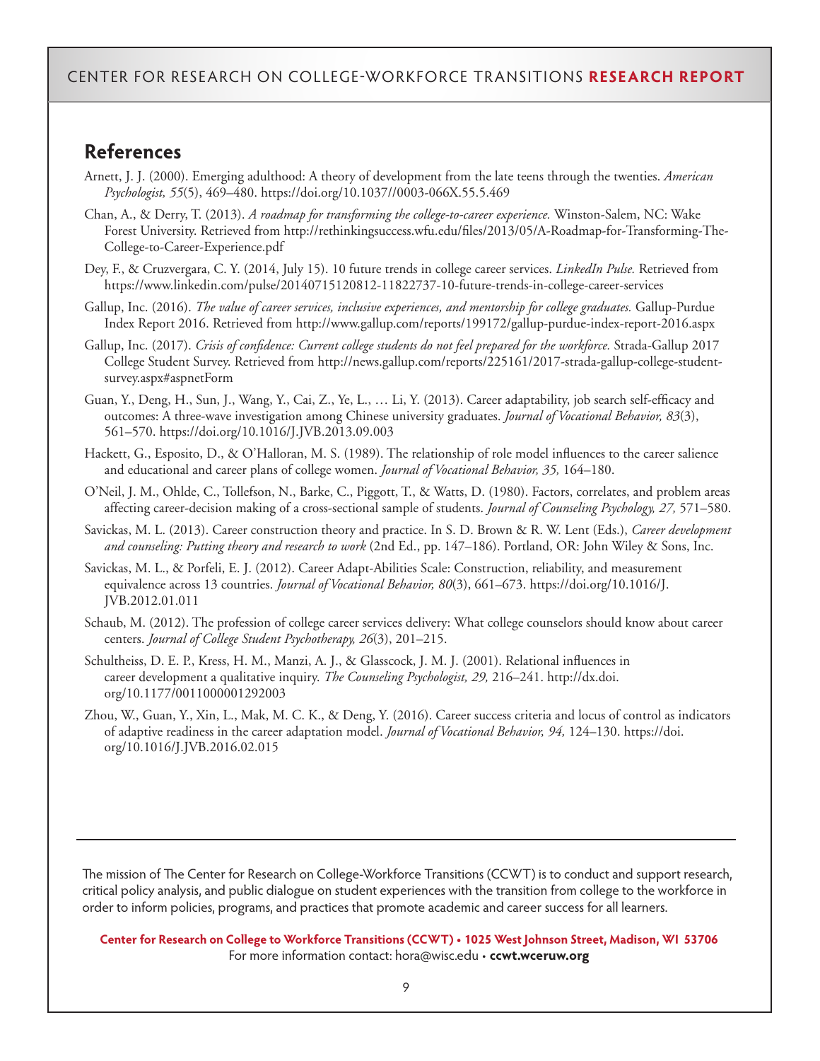## References

Arnett, J. J. (2000). Emerging adulthood: A theory of development from the late teens through the twenties. *American Psychologist, 55*(5), 469–480. https://doi.org/10.1037//0003-066X.55.5.469

Chan, A., & Derry, T. (2013). *A roadmap for transforming the college-to-career experience.* Winston-Salem, NC: Wake Forest University. Retrieved from http://rethinkingsuccess.wfu.edu/files/2013/05/A-Roadmap-for-Transforming-The-College-to-Career-Experience.pdf

Dey, F., & Cruzvergara, C. Y. (2014, July 15). 10 future trends in college career services. *LinkedIn Pulse.* Retrieved from https://www.linkedin.com/pulse/20140715120812-11822737-10-future-trends-in-college-career-services

Gallup, Inc. (2016). *The value of career services, inclusive experiences, and mentorship for college graduates.* Gallup-Purdue Index Report 2016. Retrieved from http://www.gallup.com/reports/199172/gallup-purdue-index-report-2016.aspx

Gallup, Inc. (2017). *Crisis of confidence: Current college students do not feel prepared for the workforce.* Strada-Gallup 2017 College Student Survey. Retrieved from http://news.gallup.com/reports/225161/2017-strada-gallup-college-student-survey.aspx#aspnetForm

Guan, Y., Deng, H., Sun, J., Wang, Y., Cai, Z., Ye, L., … Li, Y. (2013). Career adaptability, job search self-efficacy and outcomes: A three-wave investigation among Chinese university graduates. *Journal of Vocational Behavior, 83*(3), 561–570. https://doi.org/10.1016/J.JVB.2013.09.003

Hackett, G., Esposito, D., & O'Halloran, M. S. (1989). The relationship of role model influences to the career salience and educational and career plans of college women. *Journal of Vocational Behavior, 35,* 164–180.

O'Neil, J. M., Ohlde, C., Tollefson, N., Barke, C., Piggott, T., & Watts, D. (1980). Factors, correlates, and problem areas affecting career-decision making of a cross-sectional sample of students. *Journal of Counseling Psychology, 27,* 571–580.

Savickas, M. L. (2013). Career construction theory and practice. In S. D. Brown & R. W. Lent (Eds.), *Career development and counseling: Putting theory and research to work* (2nd Ed., pp. 147–186). Portland, OR: John Wiley & Sons, Inc.

Savickas, M. L., & Porfeli, E. J. (2012). Career Adapt-Abilities Scale: Construction, reliability, and measurement equivalence across 13 countries. *Journal of Vocational Behavior, 80*(3), 661–673. https://doi.org/10.1016/J.JVB.2012.01.011

Schaub, M. (2012). The profession of college career services delivery: What college counselors should know about career centers. *Journal of College Student Psychotherapy, 26*(3), 201–215.

Schultheiss, D. E. P., Kress, H. M., Manzi, A. J., & Glasscock, J. M. J. (2001). Relational influences in career development a qualitative inquiry. *The Counseling Psychologist, 29,* 216–241. http://dx.doi.org/10.1177/0011000001292003

Zhou, W., Guan, Y., Xin, L., Mak, M. C. K., & Deng, Y. (2016). Career success criteria and locus of control as indicators of adaptive readiness in the career adaptation model. *Journal of Vocational Behavior, 94,* 124–130. https://doi.org/10.1016/J.JVB.2016.02.015

---

The mission of The Center for Research on College-Workforce Transitions (CCWT) is to conduct and support research, critical policy analysis, and public dialogue on student experiences with the transition from college to the workforce in order to inform policies, programs, and practices that promote academic and career success for all learners.

**Center for Research on College to Workforce Transitions (CCWT) • 1025 West Johnson Street, Madison, WI 53706**
For more information contact: hora@wisc.edu • **ccwt.wceruw.org**